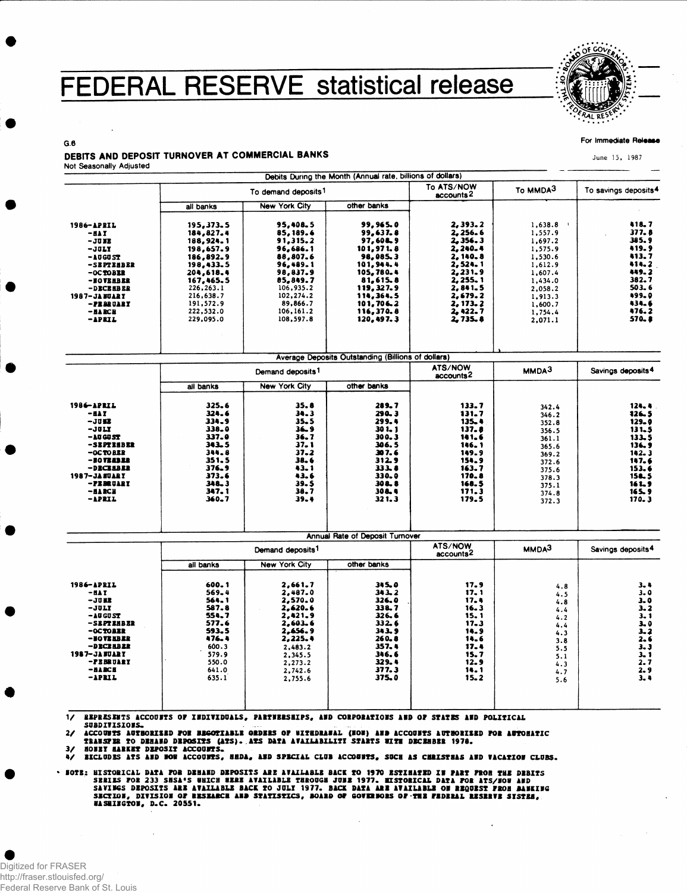# FEDERAL RESERVE statistical release

G.6

For Immediate Release

June 15, 1987

## DEBITS AND DEPOSIT TURNOVER AT COMMERCIAL BANKS

Not Seasonally Adjusted

| | Debits During the Month (Annual rate, billions of dollars) | | | | | |
|---|---|---|---|---|---|---|
| | To demand deposits[1] | | | To ATS/NOW accounts[2] | To MMDA[3] | To savings deposits[4] |
| | all banks | New York City | other banks | | | |
| 1986-APRIL | 195,373.5 | 95,408.5 | 99,965.0 | 2,393.2 | 1,638.8 | 418.7 |
| -MAY | 184,827.4 | 85,189.6 | 99,637.8 | 2,256.6 | 1,557.9 | 377.8 |
| -JUNE | 188,924.1 | 91,315.2 | 97,608.9 | 2,356.3 | 1,697.2 | 385.9 |
| -JULY | 198,657.9 | 96,686.1 | 101,971.8 | 2,240.4 | 1,575.9 | 419.9 |
| -AUGUST | 186,892.9 | 88,807.6 | 98,085.3 | 2,140.8 | 1,530.6 | 413.7 |
| -SEPTEMBER | 198,433.5 | 96,489.1 | 101,944.4 | 2,524.1 | 1,612.9 | 414.2 |
| -OCTOBER | 204,618.4 | 98,837.9 | 105,780.4 | 2,231.9 | 1,607.4 | 449.2 |
| -NOVEMBER | 167,465.5 | 85,849.7 | 81,615.8 | 2,255.1 | 1,434.0 | 382.7 |
| -DECEMBER | 226,263.1 | 106,935.2 | 119,327.9 | 2,841.5 | 2,058.2 | 503.6 |
| 1987-JANUARY | 216,638.7 | 102,274.2 | 114,364.5 | 2,679.2 | 1,913.3 | 499.0 |
| -FEBRUARY | 191,572.9 | 89,866.7 | 101,706.2 | 2,173.2 | 1,600.7 | 434.6 |
| -MARCH | 222,532.0 | 106,161.2 | 116,370.8 | 2,422.7 | 1,754.4 | 476.2 |
| -APRIL | 229,095.0 | 108,597.8 | 120,497.3 | 2,735.8 | 2,071.1 | 570.8 |

| | Average Deposits Outstanding (Billions of dollars) | | | | | |
|---|---|---|---|---|---|---|
| | Demand deposits[1] | | | ATS/NOW accounts[2] | MMDA[3] | Savings deposits[4] |
| | all banks | New York City | other banks | | | |
| 1986-APRIL | 325.6 | 35.8 | 289.7 | 133.7 | 342.4 | 124.4 |
| -MAY | 324.6 | 34.3 | 290.3 | 131.7 | 346.2 | 126.5 |
| -JUNE | 334.9 | 35.5 | 299.4 | 135.4 | 352.8 | 129.0 |
| -JULY | 338.0 | 36.9 | 301.1 | 137.8 | 356.5 | 131.5 |
| -AUGUST | 337.0 | 36.7 | 300.3 | 141.6 | 361.1 | 133.5 |
| -SEPTEMBER | 343.5 | 37.1 | 306.5 | 146.1 | 365.6 | 136.9 |
| -OCTOBER | 344.8 | 37.2 | 307.6 | 149.9 | 369.2 | 142.3 |
| -NOVEMBER | 351.5 | 38.6 | 312.9 | 154.9 | 372.6 | 147.6 |
| -DECEMBER | 376.9 | 43.1 | 333.8 | 163.7 | 375.6 | 153.6 |
| 1987-JANUARY | 373.6 | 43.6 | 330.0 | 170.8 | 378.3 | 158.5 |
| -FEBRUARY | 348.3 | 39.5 | 308.8 | 168.5 | 375.1 | 161.9 |
| -MARCH | 347.1 | 38.7 | 308.4 | 171.3 | 374.8 | 165.9 |
| -APRIL | 360.7 | 39.4 | 321.3 | 179.5 | 372.3 | 170.3 |

| | Annual Rate of Deposit Turnover | | | | | |
|---|---|---|---|---|---|---|
| | Demand deposits[1] | | | ATS/NOW accounts[2] | MMDA[3] | Savings deposits[4] |
| | all banks | New York City | other banks | | | |
| 1986-APRIL | 600.1 | 2,661.7 | 345.0 | 17.9 | 4.8 | 3.4 |
| -MAY | 569.4 | 2,487.0 | 343.2 | 17.1 | 4.5 | 3.0 |
| -JUNE | 564.1 | 2,570.0 | 326.0 | 17.4 | 4.8 | 3.0 |
| -JULY | 587.8 | 2,620.6 | 338.7 | 16.3 | 4.4 | 3.2 |
| -AUGUST | 554.7 | 2,421.9 | 326.6 | 15.1 | 4.2 | 3.1 |
| -SEPTEMBER | 577.6 | 2,603.6 | 332.6 | 17.3 | 4.4 | 3.0 |
| -OCTOBER | 593.5 | 2,656.9 | 343.9 | 14.9 | 4.3 | 3.2 |
| -NOVEMBER | 476.4 | 2,225.4 | 260.8 | 14.6 | 3.8 | 2.6 |
| -DECEMBER | 600.3 | 2,483.2 | 357.4 | 17.4 | 5.5 | 3.3 |
| 1987-JANUARY | 579.9 | 2,345.5 | 346.6 | 15.7 | 5.1 | 3.1 |
| -FEBRUARY | 550.0 | 2,273.2 | 329.4 | 12.9 | 4.3 | 2.7 |
| -MARCH | 641.0 | 2,742.6 | 377.3 | 14.1 | 4.7 | 2.9 |
| -APRIL | 635.1 | 2,755.6 | 375.0 | 15.2 | 5.6 | 3.4 |

1/ REPRESENTS ACCOUNTS OF INDIVIDUALS, PARTNERSHIPS, AND CORPORATIONS AND OF STATES AND POLITICAL SUBDIVISIONS.

2/ ACCOUNTS AUTHORIZED FOR NEGOTIABLE ORDERS OF WITHDRAWAL (NOW) AND ACCOUNTS AUTHORIZED FOR AUTOMATIC TRANSFER TO DEMAND DEPOSITS (ATS). ATS DATA AVAILABILITY STARTS WITH DECEMBER 1978.

3/ MONEY MARKET DEPOSIT ACCOUNTS.

4/ EXCLUDES ATS AND NOW ACCOUNTS, MMDA, AND SPECIAL CLUB ACCOUNTS, SUCH AS CHRISTMAS AND VACATION CLUBS.

NOTE: HISTORICAL DATA FOR DEMAND DEPOSITS ARE AVAILABLE BACK TO 1970 ESTIMATED IN PART FROM THE DEBITS SERIES FOR 233 SMSA'S WHICH WERE AVAILABLE THROUGH JUNE 1977. HISTORICAL DATA FOR ATS/NOW AND SAVINGS DEPOSITS ARE AVAILABLE BACK TO JULY 1977. BACK DATA ARE AVAILABLE ON REQUEST FROM BANKING SECTION, DIVISION OF RESEARCH AND STATISTICS, BOARD OF GOVERNORS OF THE FEDERAL RESERVE SYSTEM, WASHINGTON, D.C. 20551.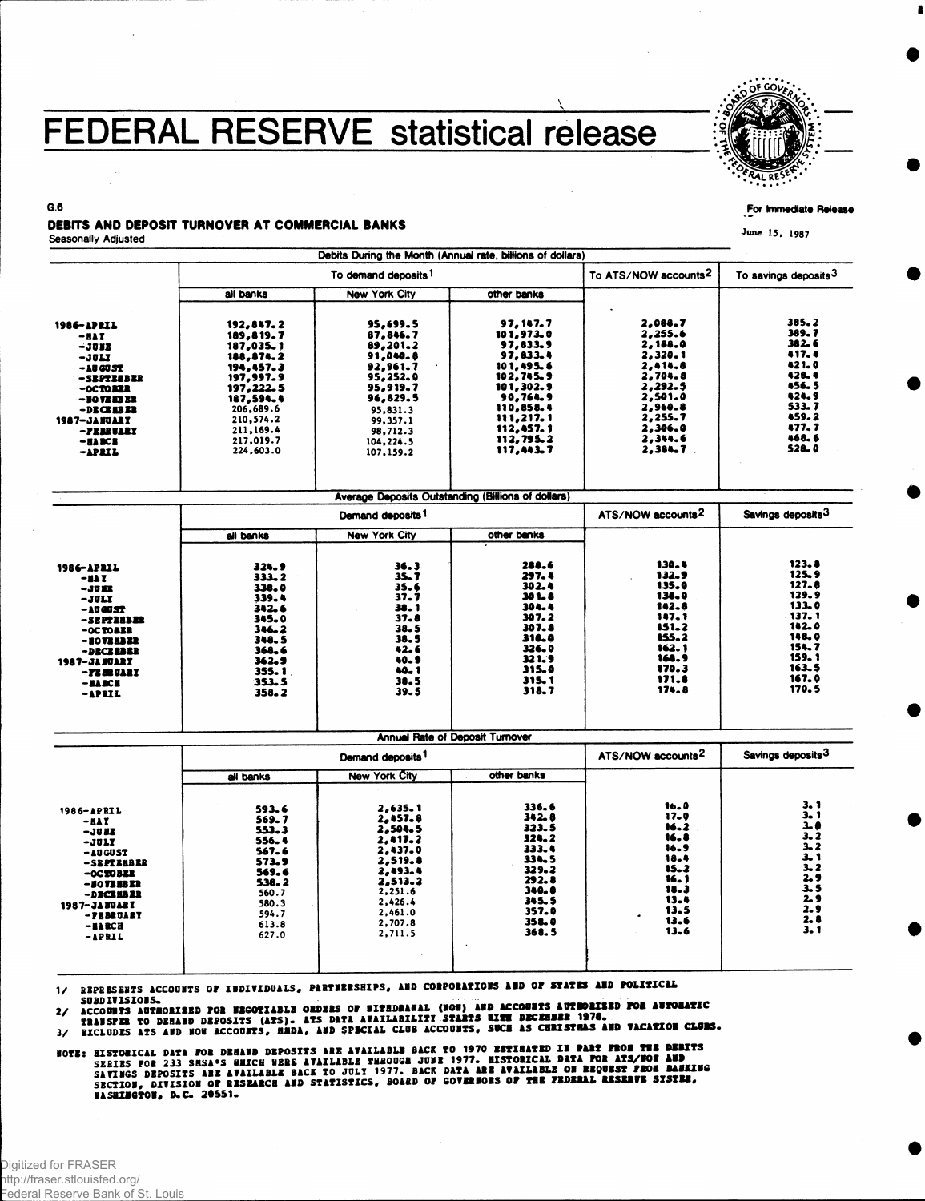# FEDERAL RESERVE statistical release

G.6

For Immediate Release

June 15, 1987

## DEBITS AND DEPOSIT TURNOVER AT COMMERCIAL BANKS

Seasonally Adjusted

**Debits During the Month (Annual rate, billions of dollars)**

| | To demand deposits[1] | | | To ATS/NOW accounts[2] | To savings deposits[3] |
|---|---|---|---|---|---|
| | all banks | New York City | other banks | | |
| 1986-APRIL | 192,847.2 | 95,699.5 | 97,147.7 | 2,088.7 | 385.2 |
| -MAY | 189,819.7 | 87,846.7 | 101,973.0 | 2,255.6 | 389.7 |
| -JUNE | 187,035.1 | 89,201.2 | 97,833.9 | 2,188.0 | 382.6 |
| -JULY | 188,874.2 | 91,040.8 | 97,833.4 | 2,320.1 | 417.4 |
| -AUGUST | 194,457.3 | 92,961.7 | 101,495.6 | 2,414.8 | 421.0 |
| -SEPTEMBER | 197,997.9 | 95,252.0 | 102,745.9 | 2,704.8 | 428.4 |
| -OCTOBER | 197,222.5 | 95,919.7 | 101,302.9 | 2,292.5 | 456.5 |
| -NOVEMBER | 187,594.4 | 96,829.5 | 90,764.9 | 2,501.0 | 424.9 |
| -DECEMBER | 206,689.6 | 95,831.3 | 110,858.4 | 2,960.8 | 533.7 |
| 1987-JANUARY | 210,574.2 | 99,357.1 | 111,217.1 | 2,255.7 | 459.2 |
| -FEBRUARY | 211,169.4 | 98,712.3 | 112,457.1 | 2,306.0 | 477.7 |
| -MARCH | 217,019.7 | 104,224.5 | 112,795.2 | 2,344.6 | 468.6 |
| -APRIL | 224,603.0 | 107,159.2 | 117,443.7 | 2,384.7 | 528.0 |

**Average Deposits Outstanding (Billions of dollars)**

| | Demand deposits[1] | | | ATS/NOW accounts[2] | Savings deposits[3] |
|---|---|---|---|---|---|
| | all banks | New York City | other banks | | |
| 1986-APRIL | 324.9 | 36.3 | 288.6 | 130.4 | 123.8 |
| -MAY | 333.2 | 35.7 | 297.4 | 132.9 | 125.9 |
| -JUNE | 338.0 | 35.6 | 302.4 | 135.0 | 127.8 |
| -JULY | 339.4 | 37.7 | 301.8 | 138.0 | 129.9 |
| -AUGUST | 342.6 | 38.1 | 304.4 | 142.8 | 133.0 |
| -SEPTEMBER | 345.0 | 37.8 | 307.2 | 147.1 | 137.1 |
| -OCTOBER | 346.2 | 38.5 | 307.8 | 151.2 | 142.0 |
| -NOVEMBER | 348.5 | 38.5 | 310.0 | 155.2 | 148.0 |
| -DECEMBER | 368.6 | 42.6 | 326.0 | 162.1 | 154.7 |
| 1987-JANUARY | 362.9 | 40.9 | 321.9 | 168.9 | 159.1 |
| -FEBRUARY | 355.1 | 40.1 | 315.0 | 170.3 | 163.5 |
| -MARCH | 353.5 | 38.5 | 315.1 | 171.8 | 167.0 |
| -APRIL | 358.2 | 39.5 | 318.7 | 174.8 | 170.5 |

**Annual Rate of Deposit Turnover**

| | Demand deposits[1] | | | ATS/NOW accounts[2] | Savings deposits[3] |
|---|---|---|---|---|---|
| | all banks | New York City | other banks | | |
| 1986-APRIL | 593.6 | 2,635.1 | 336.6 | 16.0 | 3.1 |
| -MAY | 569.7 | 2,457.8 | 342.8 | 17.0 | 3.1 |
| -JUNE | 553.3 | 2,504.5 | 323.5 | 16.2 | 3.0 |
| -JULY | 556.4 | 2,417.2 | 324.2 | 16.8 | 3.2 |
| -AUGUST | 567.6 | 2,437.0 | 333.4 | 16.9 | 3.2 |
| -SEPTEMBER | 573.9 | 2,519.8 | 334.5 | 18.4 | 3.1 |
| -OCTOBER | 569.6 | 2,493.4 | 329.2 | 15.2 | 3.2 |
| -NOVEMBER | 538.2 | 2,513.2 | 292.8 | 16.1 | 2.9 |
| -DECEMBER | 560.7 | 2,251.6 | 340.0 | 18.3 | 3.5 |
| 1987-JANUARY | 580.3 | 2,426.4 | 345.5 | 13.4 | 2.9 |
| -FEBRUARY | 594.7 | 2,461.0 | 357.0 | 13.5 | 2.9 |
| -MARCH | 613.8 | 2,707.8 | 358.0 | 13.6 | 2.8 |
| -APRIL | 627.0 | 2,711.5 | 368.5 | 13.6 | 3.1 |

1/ REPRESENTS ACCOUNTS OF INDIVIDUALS, PARTNERSHIPS, AND CORPORATIONS AND OF STATES AND POLITICAL SUBDIVISIONS.

2/ ACCOUNTS AUTHORIZED FOR NEGOTIABLE ORDERS OF WITHDRAWAL (NOW) AND ACCOUNTS AUTHORIZED FOR AUTOMATIC TRANSFER TO DEMAND DEPOSITS (ATS). ATS DATA AVAILABILITY STARTS WITH DECEMBER 1978.

3/ EXCLUDES ATS AND NOW ACCOUNTS, MMDA, AND SPECIAL CLUB ACCOUNTS, SUCH AS CHRISTMAS AND VACATION CLUBS.

NOTE: HISTORICAL DATA FOR DEMAND DEPOSITS ARE AVAILABLE BACK TO 1970 ESTIMATED IN PART FROM THE DEBITS SERIES FOR 233 SMSA'S WHICH WERE AVAILABLE THROUGH JUNE 1977. HISTORICAL DATA FOR ATS/NOW AND SAVINGS DEPOSITS ARE AVAILABLE BACK TO JULY 1977. BACK DATA ARE AVAILABLE ON REQUEST FROM BANKING SECTION, DIVISION OF RESEARCH AND STATISTICS, BOARD OF GOVERNORS OF THE FEDERAL RESERVE SYSTEM, WASHINGTON, D.C. 20551.